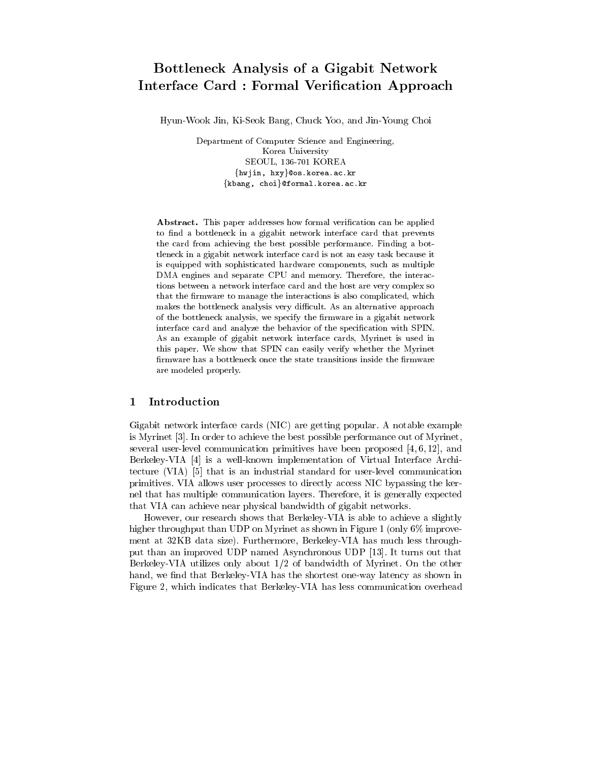# Bottleneck Analysis of a Gigabit Network Interface Card : Formal Verification Approach

Hyun-Wook Jin, Ki-Seok Bang, Chuck Yoo, and Jin-Young Choi

Department of Computer Science and Engineering,
Korea University
SEOUL, 136-701 KOREA
{hwjin, hxy}@os.korea.ac.kr
{kbang, choi}@formal.korea.ac.kr

**Abstract.** This paper addresses how formal verification can be applied to find a bottleneck in a gigabit network interface card that prevents the card from achieving the best possible performance. Finding a bottleneck in a gigabit network interface card is not an easy task because it is equipped with sophisticated hardware components, such as multiple DMA engines and separate CPU and memory. Therefore, the interactions between a network interface card and the host are very complex so that the firmware to manage the interactions is also complicated, which makes the bottleneck analysis very difficult. As an alternative approach of the bottleneck analysis, we specify the firmware in a gigabit network interface card and analyze the behavior of the specification with SPIN. As an example of gigabit network interface cards, Myrinet is used in this paper. We show that SPIN can easily verify whether the Myrinet firmware has a bottleneck once the state transitions inside the firmware are modeled properly.

## 1 Introduction

Gigabit network interface cards (NIC) are getting popular. A notable example is Myrinet [3]. In order to achieve the best possible performance out of Myrinet, several user-level communication primitives have been proposed [4, 6, 12], and Berkeley-VIA [4] is a well-known implementation of Virtual Interface Architecture (VIA) [5] that is an industrial standard for user-level communication primitives. VIA allows user processes to directly access NIC bypassing the kernel that has multiple communication layers. Therefore, it is generally expected that VIA can achieve near physical bandwidth of gigabit networks.

However, our research shows that Berkeley-VIA is able to achieve a slightly higher throughput than UDP on Myrinet as shown in Figure 1 (only 6% improvement at 32KB data size). Furthermore, Berkeley-VIA has much less throughput than an improved UDP named Asynchronous UDP [13]. It turns out that Berkeley-VIA utilizes only about 1/2 of bandwidth of Myrinet. On the other hand, we find that Berkeley-VIA has the shortest one-way latency as shown in Figure 2, which indicates that Berkeley-VIA has less communication overhead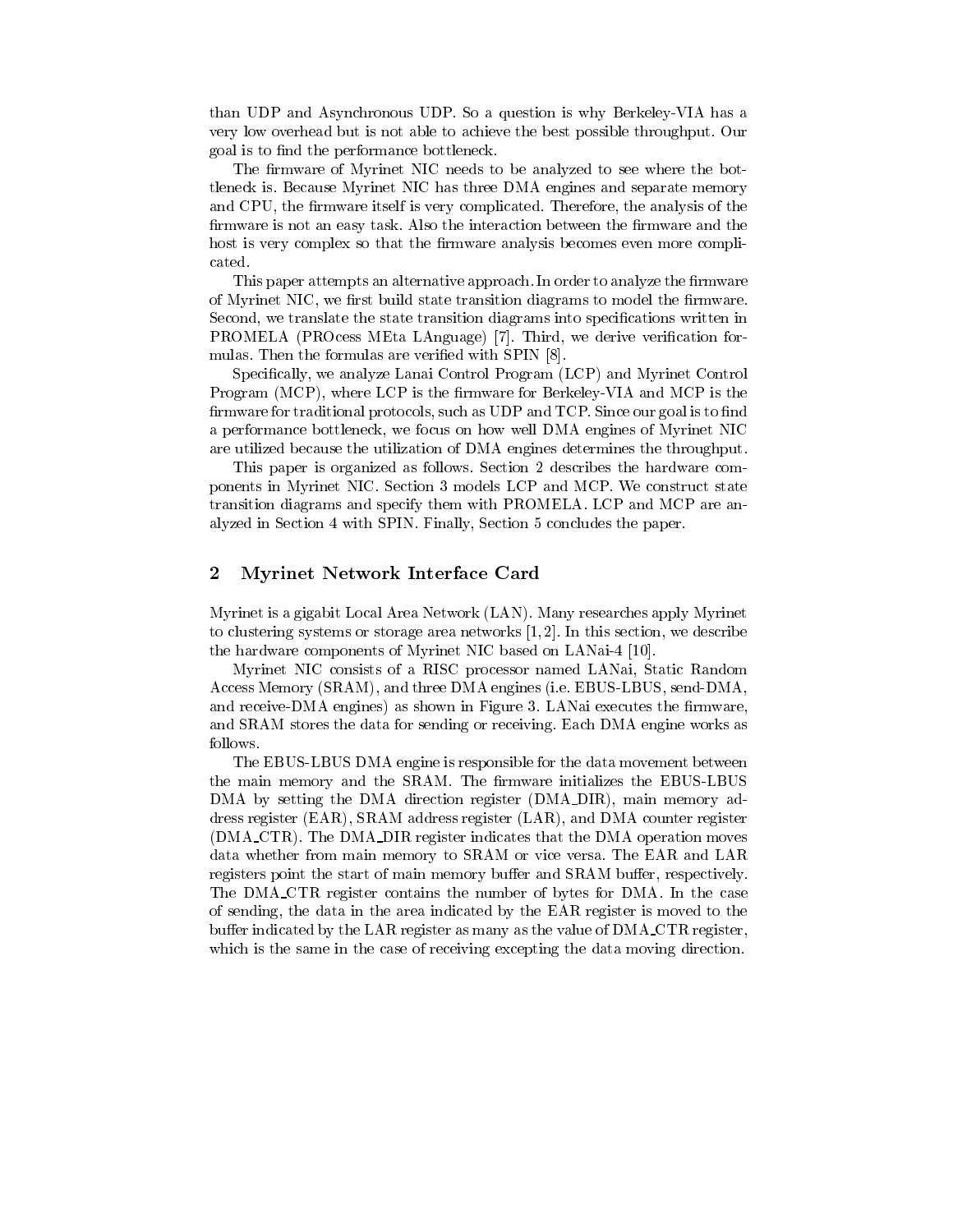than UDP and Asynchronous UDP. So a question is why Berkeley-VIA has a very low overhead but is not able to achieve the best possible throughput. Our goal is to find the performance bottleneck.

The firmware of Myrinet NIC needs to be analyzed to see where the bottleneck is. Because Myrinet NIC has three DMA engines and separate memory and CPU, the firmware itself is very complicated. Therefore, the analysis of the firmware is not an easy task. Also the interaction between the firmware and the host is very complex so that the firmware analysis becomes even more complicated.

This paper attempts an alternative approach. In order to analyze the firmware of Myrinet NIC, we first build state transition diagrams to model the firmware. Second, we translate the state transition diagrams into specifications written in PROMELA (PROcess MEta LAnguage) [7]. Third, we derive verification formulas. Then the formulas are verified with SPIN [8].

Specifically, we analyze Lanai Control Program (LCP) and Myrinet Control Program (MCP), where LCP is the firmware for Berkeley-VIA and MCP is the firmware for traditional protocols, such as UDP and TCP. Since our goal is to find a performance bottleneck, we focus on how well DMA engines of Myrinet NIC are utilized because the utilization of DMA engines determines the throughput.

This paper is organized as follows. Section 2 describes the hardware components in Myrinet NIC. Section 3 models LCP and MCP. We construct state transition diagrams and specify them with PROMELA. LCP and MCP are analyzed in Section 4 with SPIN. Finally, Section 5 concludes the paper.

## 2 Myrinet Network Interface Card

Myrinet is a gigabit Local Area Network (LAN). Many researches apply Myrinet to clustering systems or storage area networks [1, 2]. In this section, we describe the hardware components of Myrinet NIC based on LANai-4 [10].

Myrinet NIC consists of a RISC processor named LANai, Static Random Access Memory (SRAM), and three DMA engines (i.e. EBUS-LBUS, send-DMA, and receive-DMA engines) as shown in Figure 3. LANai executes the firmware, and SRAM stores the data for sending or receiving. Each DMA engine works as follows.

The EBUS-LBUS DMA engine is responsible for the data movement between the main memory and the SRAM. The firmware initializes the EBUS-LBUS DMA by setting the DMA direction register (DMA_DIR), main memory address register (EAR), SRAM address register (LAR), and DMA counter register (DMA_CTR). The DMA_DIR register indicates that the DMA operation moves data whether from main memory to SRAM or vice versa. The EAR and LAR registers point the start of main memory buffer and SRAM buffer, respectively. The DMA_CTR register contains the number of bytes for DMA. In the case of sending, the data in the area indicated by the EAR register is moved to the buffer indicated by the LAR register as many as the value of DMA_CTR register, which is the same in the case of receiving excepting the data moving direction.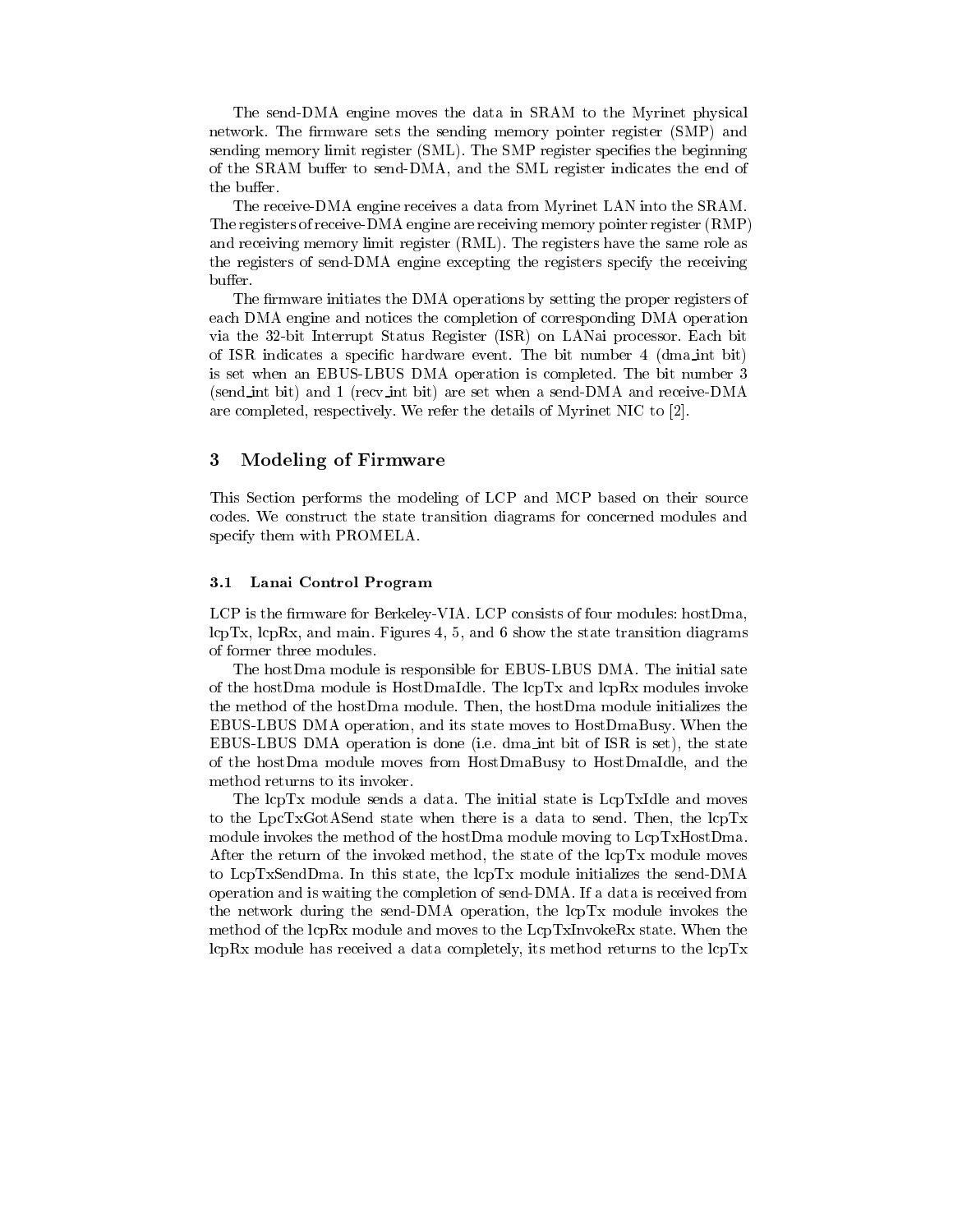The send-DMA engine moves the data in SRAM to the Myrinet physical network. The firmware sets the sending memory pointer register (SMP) and sending memory limit register (SML). The SMP register specifies the beginning of the SRAM buffer to send-DMA, and the SML register indicates the end of the buffer.

The receive-DMA engine receives a data from Myrinet LAN into the SRAM. The registers of receive-DMA engine are receiving memory pointer register (RMP) and receiving memory limit register (RML). The registers have the same role as the registers of send-DMA engine excepting the registers specify the receiving buffer.

The firmware initiates the DMA operations by setting the proper registers of each DMA engine and notices the completion of corresponding DMA operation via the 32-bit Interrupt Status Register (ISR) on LANai processor. Each bit of ISR indicates a specific hardware event. The bit number 4 (dma_int bit) is set when an EBUS-LBUS DMA operation is completed. The bit number 3 (send_int bit) and 1 (recv_int bit) are set when a send-DMA and receive-DMA are completed, respectively. We refer the details of Myrinet NIC to [2].

## 3 Modeling of Firmware

This Section performs the modeling of LCP and MCP based on their source codes. We construct the state transition diagrams for concerned modules and specify them with PROMELA.

### 3.1 Lanai Control Program

LCP is the firmware for Berkeley-VIA. LCP consists of four modules: hostDma, lcpTx, lcpRx, and main. Figures 4, 5, and 6 show the state transition diagrams of former three modules.

The hostDma module is responsible for EBUS-LBUS DMA. The initial sate of the hostDma module is HostDmaIdle. The lcpTx and lcpRx modules invoke the method of the hostDma module. Then, the hostDma module initializes the EBUS-LBUS DMA operation, and its state moves to HostDmaBusy. When the EBUS-LBUS DMA operation is done (i.e. dma_int bit of ISR is set), the state of the hostDma module moves from HostDmaBusy to HostDmaIdle, and the method returns to its invoker.

The lcpTx module sends a data. The initial state is LcpTxIdle and moves to the LpcTxGotASend state when there is a data to send. Then, the lcpTx module invokes the method of the hostDma module moving to LcpTxHostDma. After the return of the invoked method, the state of the lcpTx module moves to LcpTxSendDma. In this state, the lcpTx module initializes the send-DMA operation and is waiting the completion of send-DMA. If a data is received from the network during the send-DMA operation, the lcpTx module invokes the method of the lcpRx module and moves to the LcpTxInvokeRx state. When the lcpRx module has received a data completely, its method returns to the lcpTx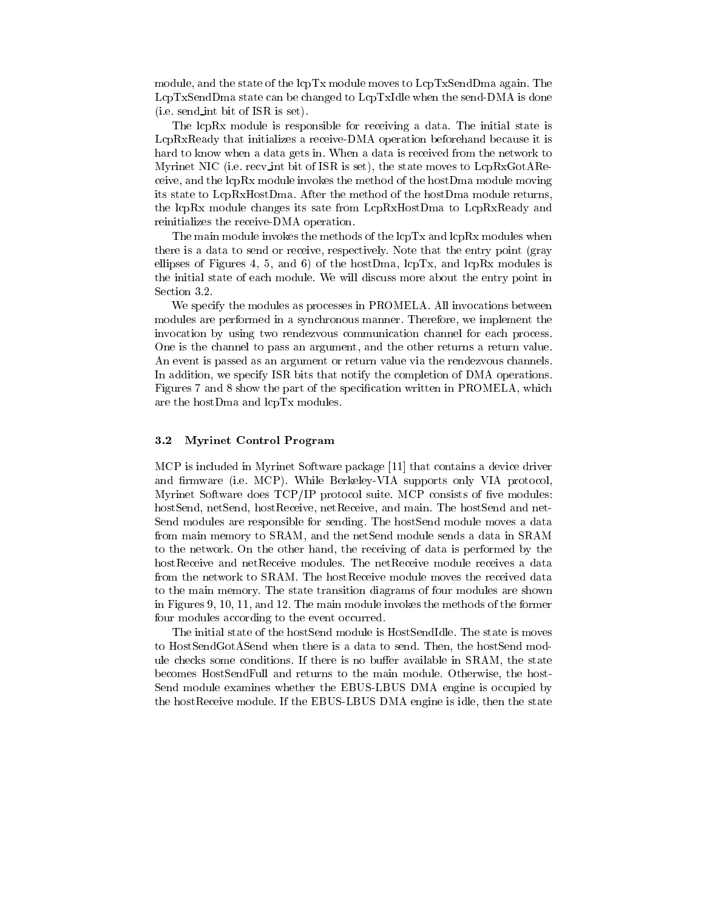module, and the state of the lcpTx module moves to LcpTxSendDma again. The LcpTxSendDma state can be changed to LcpTxIdle when the send-DMA is done (i.e. send_int bit of ISR is set).

The lcpRx module is responsible for receiving a data. The initial state is LcpRxReady that initializes a receive-DMA operation beforehand because it is hard to know when a data gets in. When a data is received from the network to Myrinet NIC (i.e. recv_int bit of ISR is set), the state moves to LcpRxGotAReceive, and the lcpRx module invokes the method of the hostDma module moving its state to LcpRxHostDma. After the method of the hostDma module returns, the lcpRx module changes its sate from LcpRxHostDma to LcpRxReady and reinitializes the receive-DMA operation.

The main module invokes the methods of the lcpTx and lcpRx modules when there is a data to send or receive, respectively. Note that the entry point (gray ellipses of Figures 4, 5, and 6) of the hostDma, lcpTx, and lcpRx modules is the initial state of each module. We will discuss more about the entry point in Section 3.2.

We specify the modules as processes in PROMELA. All invocations between modules are performed in a synchronous manner. Therefore, we implement the invocation by using two rendezvous communication channel for each process. One is the channel to pass an argument, and the other returns a return value. An event is passed as an argument or return value via the rendezvous channels. In addition, we specify ISR bits that notify the completion of DMA operations. Figures 7 and 8 show the part of the specification written in PROMELA, which are the hostDma and lcpTx modules.

### 3.2 Myrinet Control Program

MCP is included in Myrinet Software package [11] that contains a device driver and firmware (i.e. MCP). While Berkeley-VIA supports only VIA protocol, Myrinet Software does TCP/IP protocol suite. MCP consists of five modules: hostSend, netSend, hostReceive, netReceive, and main. The hostSend and netSend modules are responsible for sending. The hostSend module moves a data from main memory to SRAM, and the netSend module sends a data in SRAM to the network. On the other hand, the receiving of data is performed by the hostReceive and netReceive modules. The netReceive module receives a data from the network to SRAM. The hostReceive module moves the received data to the main memory. The state transition diagrams of four modules are shown in Figures 9, 10, 11, and 12. The main module invokes the methods of the former four modules according to the event occurred.

The initial state of the hostSend module is HostSendIdle. The state is moves to HostSendGotASend when there is a data to send. Then, the hostSend module checks some conditions. If there is no buffer available in SRAM, the state becomes HostSendFull and returns to the main module. Otherwise, the hostSend module examines whether the EBUS-LBUS DMA engine is occupied by the hostReceive module. If the EBUS-LBUS DMA engine is idle, then the state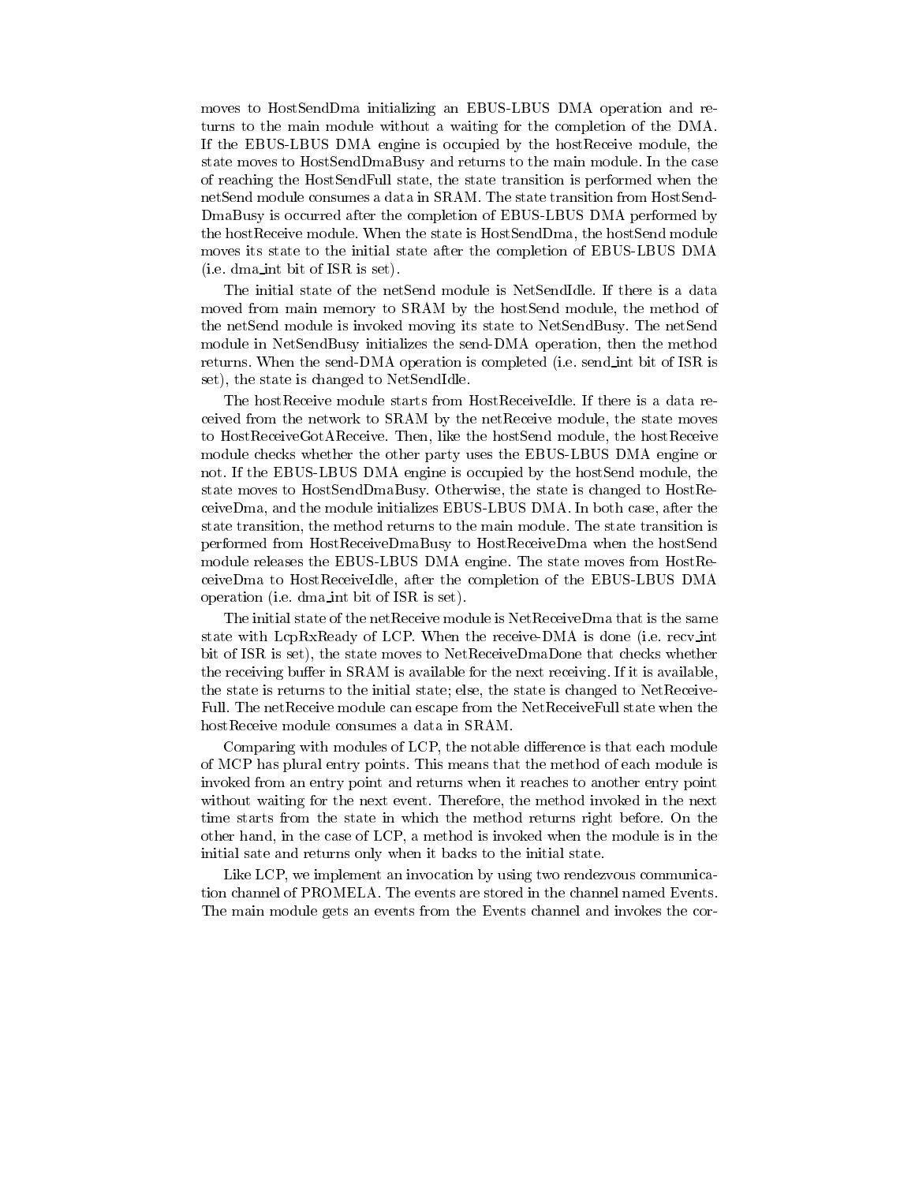moves to HostSendDma initializing an EBUS-LBUS DMA operation and returns to the main module without a waiting for the completion of the DMA. If the EBUS-LBUS DMA engine is occupied by the hostReceive module, the state moves to HostSendDmaBusy and returns to the main module. In the case of reaching the HostSendFull state, the state transition is performed when the netSend module consumes a data in SRAM. The state transition from HostSendDmaBusy is occurred after the completion of EBUS-LBUS DMA performed by the hostReceive module. When the state is HostSendDma, the hostSend module moves its state to the initial state after the completion of EBUS-LBUS DMA (i.e. dma_int bit of ISR is set).

The initial state of the netSend module is NetSendIdle. If there is a data moved from main memory to SRAM by the hostSend module, the method of the netSend module is invoked moving its state to NetSendBusy. The netSend module in NetSendBusy initializes the send-DMA operation, then the method returns. When the send-DMA operation is completed (i.e. send_int bit of ISR is set), the state is changed to NetSendIdle.

The hostReceive module starts from HostReceiveIdle. If there is a data received from the network to SRAM by the netReceive module, the state moves to HostReceiveGotAReceive. Then, like the hostSend module, the hostReceive module checks whether the other party uses the EBUS-LBUS DMA engine or not. If the EBUS-LBUS DMA engine is occupied by the hostSend module, the state moves to HostSendDmaBusy. Otherwise, the state is changed to HostReceiveDma, and the module initializes EBUS-LBUS DMA. In both case, after the state transition, the method returns to the main module. The state transition is performed from HostReceiveDmaBusy to HostReceiveDma when the hostSend module releases the EBUS-LBUS DMA engine. The state moves from HostReceiveDma to HostReceiveIdle, after the completion of the EBUS-LBUS DMA operation (i.e. dma_int bit of ISR is set).

The initial state of the netReceive module is NetReceiveDma that is the same state with LcpRxReady of LCP. When the receive-DMA is done (i.e. recv_int bit of ISR is set), the state moves to NetReceiveDmaDone that checks whether the receiving buffer in SRAM is available for the next receiving. If it is available, the state is returns to the initial state; else, the state is changed to NetReceiveFull. The netReceive module can escape from the NetReceiveFull state when the hostReceive module consumes a data in SRAM.

Comparing with modules of LCP, the notable difference is that each module of MCP has plural entry points. This means that the method of each module is invoked from an entry point and returns when it reaches to another entry point without waiting for the next event. Therefore, the method invoked in the next time starts from the state in which the method returns right before. On the other hand, in the case of LCP, a method is invoked when the module is in the initial sate and returns only when it backs to the initial state.

Like LCP, we implement an invocation by using two rendezvous communication channel of PROMELA. The events are stored in the channel named Events. The main module gets an events from the Events channel and invokes the cor-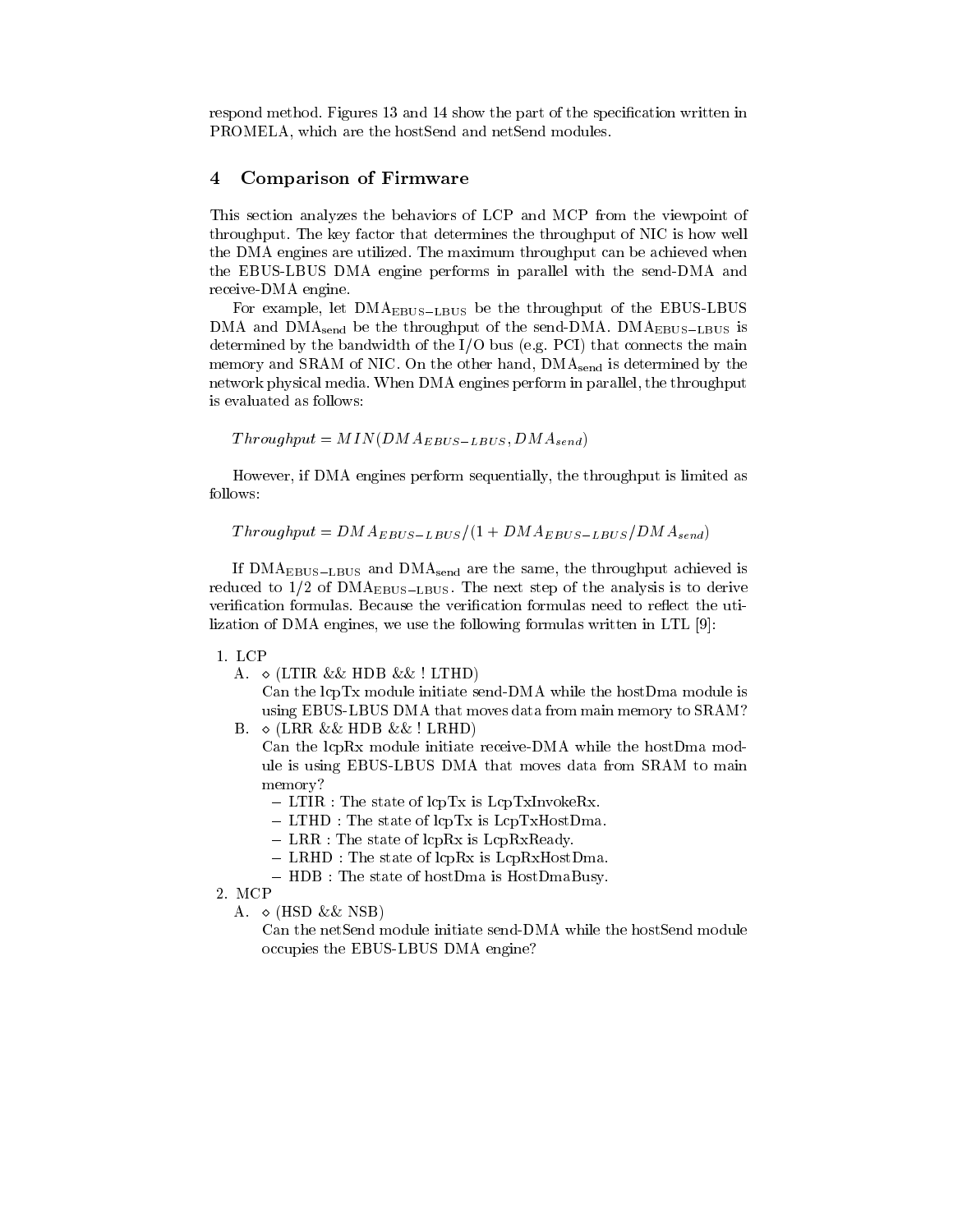respond method. Figures 13 and 14 show the part of the specification written in PROMELA, which are the hostSend and netSend modules.

## 4 Comparison of Firmware

This section analyzes the behaviors of LCP and MCP from the viewpoint of throughput. The key factor that determines the throughput of NIC is how well the DMA engines are utilized. The maximum throughput can be achieved when the EBUS-LBUS DMA engine performs in parallel with the send-DMA and receive-DMA engine.

For example, let $DMA_{EBUS-LBUS}$ be the throughput of the EBUS-LBUS DMA and $DMA_{send}$ be the throughput of the send-DMA. $DMA_{EBUS-LBUS}$ is determined by the bandwidth of the I/O bus (e.g. PCI) that connects the main memory and SRAM of NIC. On the other hand, $DMA_{send}$ is determined by the network physical media. When DMA engines perform in parallel, the throughput is evaluated as follows:

$$Throughput = MIN(DMA_{EBUS-LBUS}, DMA_{send})$$

However, if DMA engines perform sequentially, the throughput is limited as follows:

$$Throughput = DMA_{EBUS-LBUS}/(1 + DMA_{EBUS-LBUS}/DMA_{send})$$

If $DMA_{EBUS-LBUS}$ and $DMA_{send}$ are the same, the throughput achieved is reduced to 1/2 of $DMA_{EBUS-LBUS}$. The next step of the analysis is to derive verification formulas. Because the verification formulas need to reflect the utilization of DMA engines, we use the following formulas written in LTL [9]:

1. LCP
   A. $\diamond$ (LTIR && HDB && ! LTHD)
      Can the lcpTx module initiate send-DMA while the hostDma module is using EBUS-LBUS DMA that moves data from main memory to SRAM?
   B. $\diamond$ (LRR && HDB && ! LRHD)
      Can the lcpRx module initiate receive-DMA while the hostDma module is using EBUS-LBUS DMA that moves data from SRAM to main memory?
      - LTIR : The state of lcpTx is LcpTxInvokeRx.
      - LTHD : The state of lcpTx is LcpTxHostDma.
      - LRR : The state of lcpRx is LcpRxReady.
      - LRHD : The state of lcpRx is LcpRxHostDma.
      - HDB : The state of hostDma is HostDmaBusy.
2. MCP
   A. $\diamond$ (HSD && NSB)
      Can the netSend module initiate send-DMA while the hostSend module occupies the EBUS-LBUS DMA engine?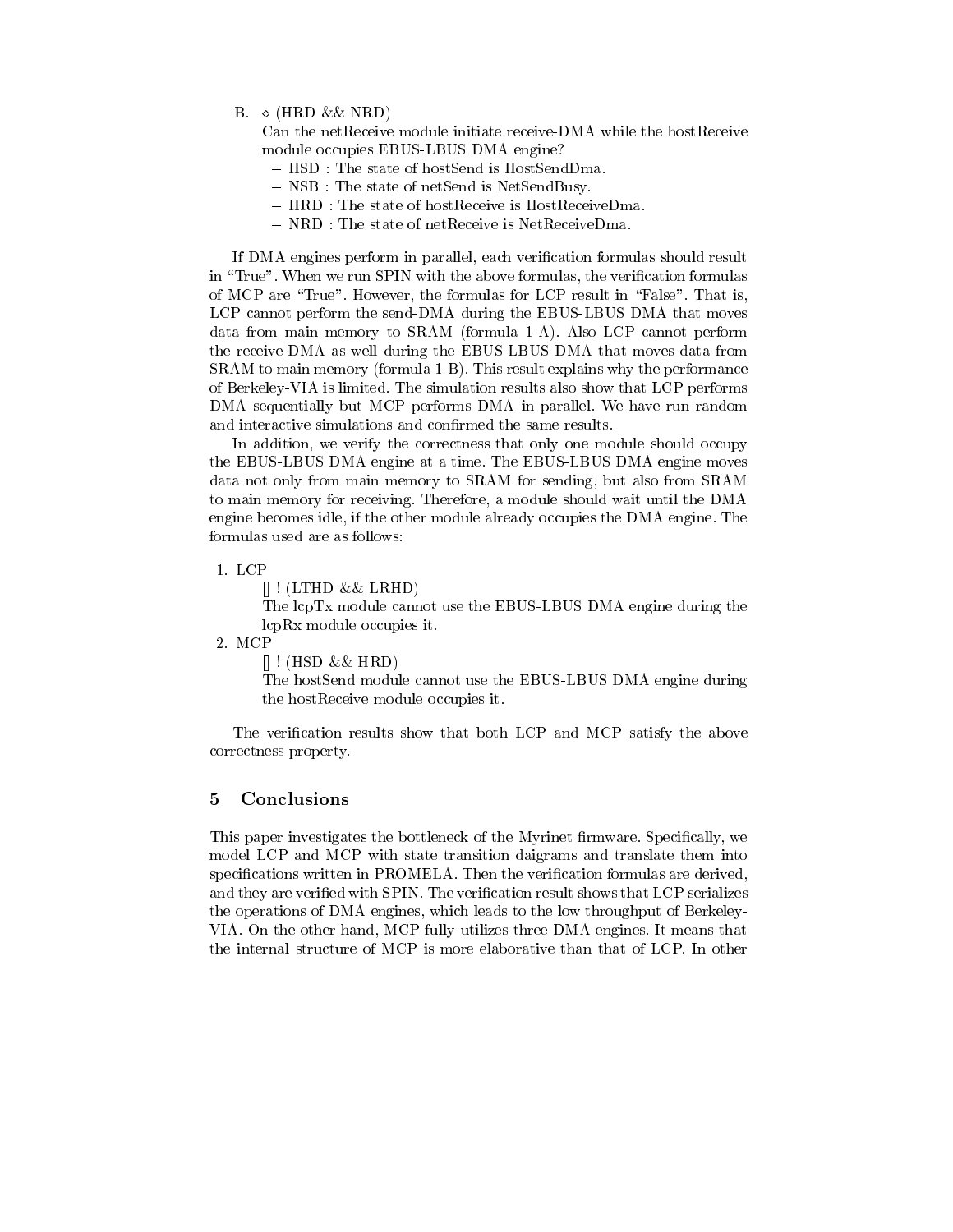B. ◇ (HRD && NRD)

Can the netReceive module initiate receive-DMA while the hostReceive module occupies EBUS-LBUS DMA engine?

- HSD : The state of hostSend is HostSendDma.
- NSB : The state of netSend is NetSendBusy.
- HRD : The state of hostReceive is HostReceiveDma.
- NRD : The state of netReceive is NetReceiveDma.

If DMA engines perform in parallel, each verification formulas should result in "True". When we run SPIN with the above formulas, the verification formulas of MCP are "True". However, the formulas for LCP result in "False". That is, LCP cannot perform the send-DMA during the EBUS-LBUS DMA that moves data from main memory to SRAM (formula 1-A). Also LCP cannot perform the receive-DMA as well during the EBUS-LBUS DMA that moves data from SRAM to main memory (formula 1-B). This result explains why the performance of Berkeley-VIA is limited. The simulation results also show that LCP performs DMA sequentially but MCP performs DMA in parallel. We have run random and interactive simulations and confirmed the same results.

In addition, we verify the correctness that only one module should occupy the EBUS-LBUS DMA engine at a time. The EBUS-LBUS DMA engine moves data not only from main memory to SRAM for sending, but also from SRAM to main memory for receiving. Therefore, a module should wait until the DMA engine becomes idle, if the other module already occupies the DMA engine. The formulas used are as follows:

1. LCP

   [] ! (LTHD && LRHD)

   The lcpTx module cannot use the EBUS-LBUS DMA engine during the lcpRx module occupies it.
2. MCP

   [] ! (HSD && HRD)

   The hostSend module cannot use the EBUS-LBUS DMA engine during the hostReceive module occupies it.

The verification results show that both LCP and MCP satisfy the above correctness property.

## 5 Conclusions

This paper investigates the bottleneck of the Myrinet firmware. Specifically, we model LCP and MCP with state transition daigrams and translate them into specifications written in PROMELA. Then the verification formulas are derived, and they are verified with SPIN. The verification result shows that LCP serializes the operations of DMA engines, which leads to the low throughput of Berkeley-VIA. On the other hand, MCP fully utilizes three DMA engines. It means that the internal structure of MCP is more elaborative than that of LCP. In other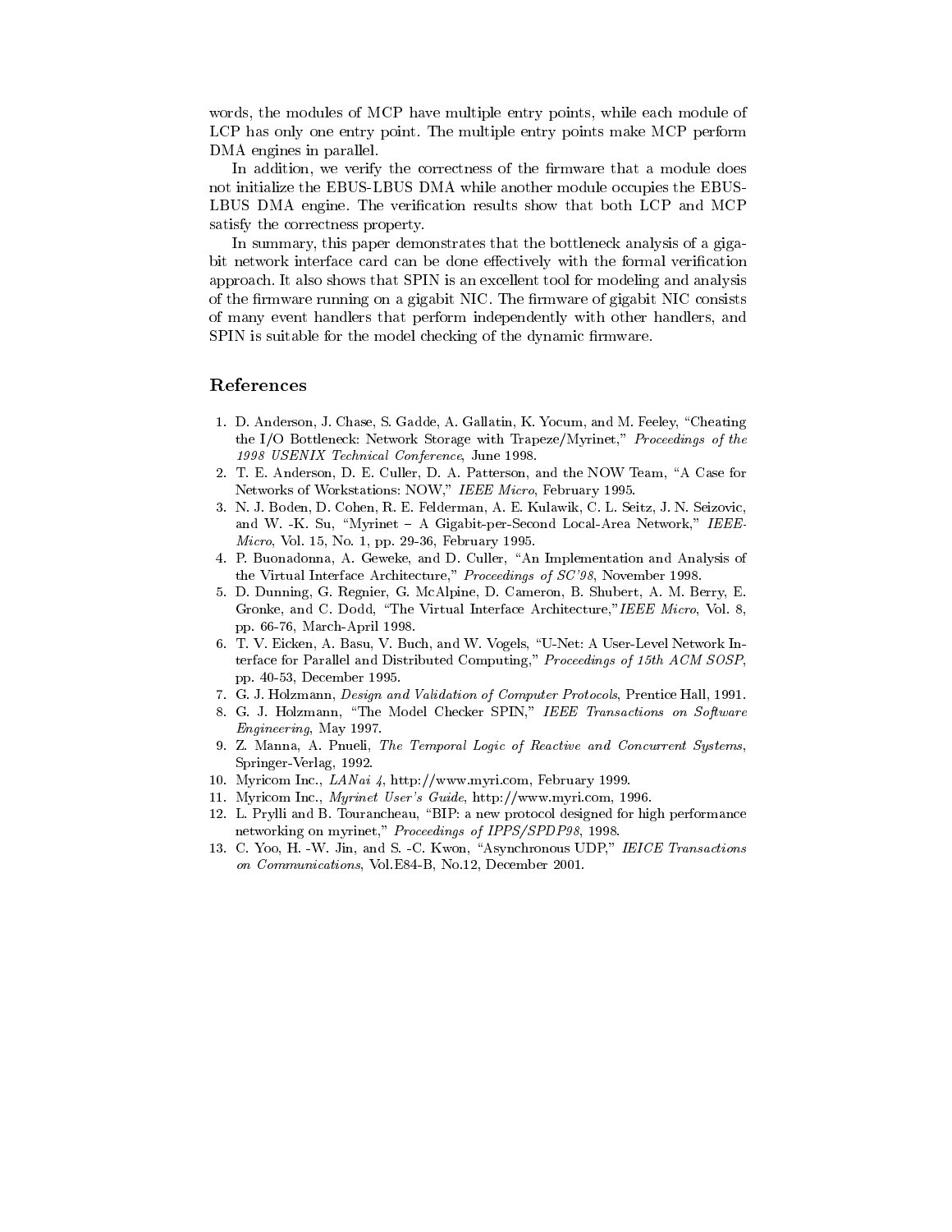words, the modules of MCP have multiple entry points, while each module of LCP has only one entry point. The multiple entry points make MCP perform DMA engines in parallel.

In addition, we verify the correctness of the firmware that a module does not initialize the EBUS-LBUS DMA while another module occupies the EBUS-LBUS DMA engine. The verification results show that both LCP and MCP satisfy the correctness property.

In summary, this paper demonstrates that the bottleneck analysis of a gigabit network interface card can be done effectively with the formal verification approach. It also shows that SPIN is an excellent tool for modeling and analysis of the firmware running on a gigabit NIC. The firmware of gigabit NIC consists of many event handlers that perform independently with other handlers, and SPIN is suitable for the model checking of the dynamic firmware.

## References

1. D. Anderson, J. Chase, S. Gadde, A. Gallatin, K. Yocum, and M. Feeley, "Cheating the I/O Bottleneck: Network Storage with Trapeze/Myrinet," *Proceedings of the 1998 USENIX Technical Conference*, June 1998.
2. T. E. Anderson, D. E. Culler, D. A. Patterson, and the NOW Team, "A Case for Networks of Workstations: NOW," *IEEE Micro*, February 1995.
3. N. J. Boden, D. Cohen, R. E. Felderman, A. E. Kulawik, C. L. Seitz, J. N. Seizovic, and W. -K. Su, "Myrinet – A Gigabit-per-Second Local-Area Network," *IEEE-Micro*, Vol. 15, No. 1, pp. 29-36, February 1995.
4. P. Buonadonna, A. Geweke, and D. Culler, "An Implementation and Analysis of the Virtual Interface Architecture," *Proceedings of SC'98*, November 1998.
5. D. Dunning, G. Regnier, G. McAlpine, D. Cameron, B. Shubert, A. M. Berry, E. Gronke, and C. Dodd, "The Virtual Interface Architecture,"*IEEE Micro*, Vol. 8, pp. 66-76, March-April 1998.
6. T. V. Eicken, A. Basu, V. Buch, and W. Vogels, "U-Net: A User-Level Network Interface for Parallel and Distributed Computing," *Proceedings of 15th ACM SOSP*, pp. 40-53, December 1995.
7. G. J. Holzmann, *Design and Validation of Computer Protocols*, Prentice Hall, 1991.
8. G. J. Holzmann, "The Model Checker SPIN," *IEEE Transactions on Software Engineering*, May 1997.
9. Z. Manna, A. Pnueli, *The Temporal Logic of Reactive and Concurrent Systems*, Springer-Verlag, 1992.
10. Myricom Inc., *LANai 4*, http://www.myri.com, February 1999.
11. Myricom Inc., *Myrinet User's Guide*, http://www.myri.com, 1996.
12. L. Prylli and B. Tourancheau, "BIP: a new protocol designed for high performance networking on myrinet," *Proceedings of IPPS/SPDP98*, 1998.
13. C. Yoo, H. -W. Jin, and S. -C. Kwon, "Asynchronous UDP," *IEICE Transactions on Communications*, Vol.E84-B, No.12, December 2001.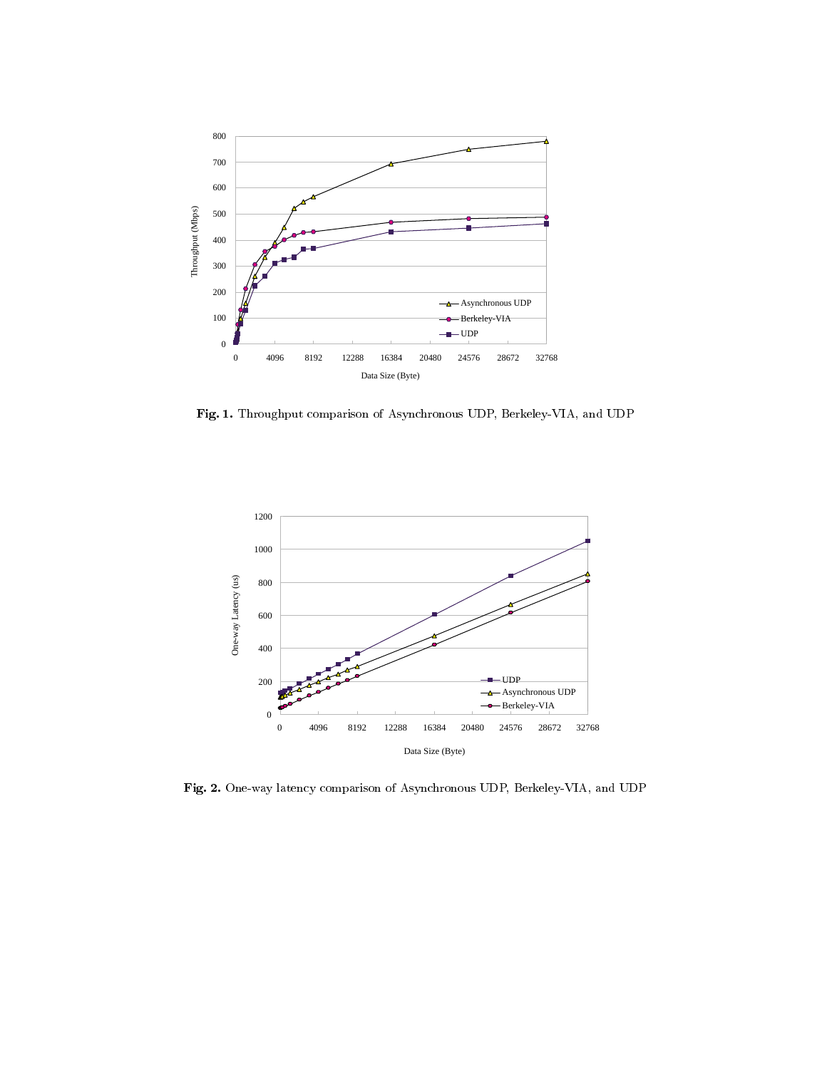800
700
600
500
400
300
200
100
0

Throughput (Mbps)

0
4096
8192
12288
16384
20480
24576
28672
32768

Data Size (Byte)

Asynchronous UDP
Berkeley-VIA
UDP

**Fig. 1.** Throughput comparison of Asynchronous UDP, Berkeley-VIA, and UDP

1200
1000
800
600
400
200
0

One-way Latency (us)

0
4096
8192
12288
16384
20480
24576
28672
32768

Data Size (Byte)

UDP
Asynchronous UDP
Berkeley-VIA

**Fig. 2.** One-way latency comparison of Asynchronous UDP, Berkeley-VIA, and UDP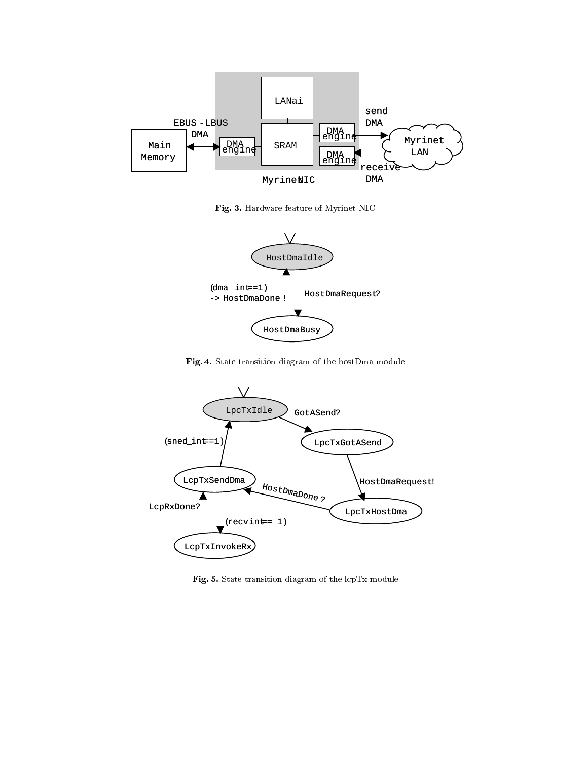EBUS - LBUS
DMA

Main
Memory

DMA
engine

LANai

SRAM

DMA
engine

DMA
engine

send
DMA

receive
DMA

Myrinet
LAN

Myrinet NIC

**Fig. 3.** Hardware feature of Myrinet NIC

HostDmaIdle

(dma_int==1)
-> HostDmaDone !

HostDmaRequest?

HostDmaBusy

**Fig. 4.** State transition diagram of the hostDma module

LpcTxIdle

GotASend?

LpcTxGotASend

(sned_int==1)

LcpTxSendDma

HostDmaRequest!

HostDmaDone ?

LpcTxHostDma

LcpRxDone?

(recv_int== 1)

LcpTxInvokeRx

**Fig. 5.** State transition diagram of the lcpTx module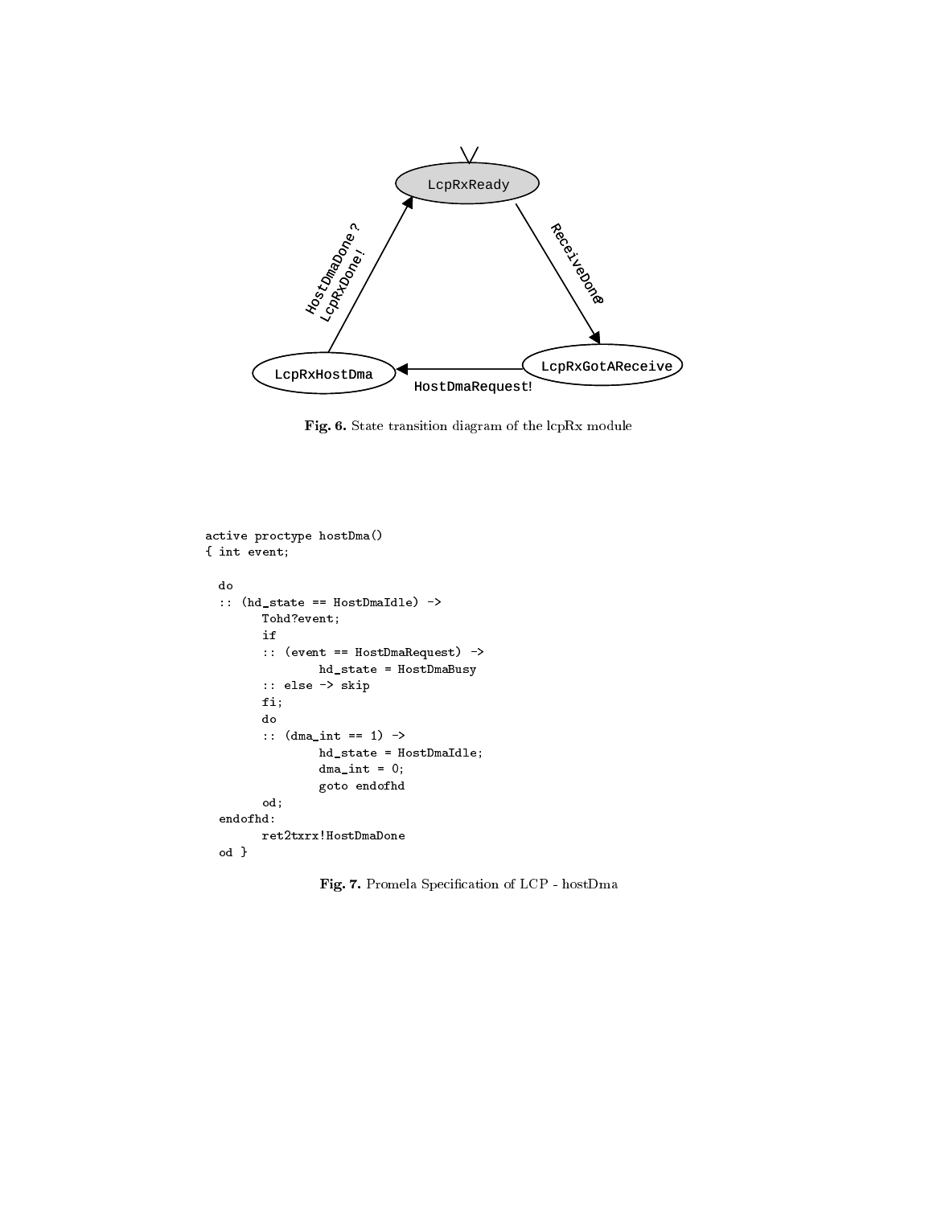LcpRxReady

ReceiveDone

LcpRxGotAReceive

HostDmaRequest!

LcpRxHostDma

HostDmaDone ?
LcpRxDone !

**Fig. 6.** State transition diagram of the lcpRx module

```
active proctype hostDma()
{ int event;

  do
  :: (hd_state == HostDmaIdle) ->
        Tohd?event;
        if
        :: (event == HostDmaRequest) ->
                hd_state = HostDmaBusy
        :: else -> skip
        fi;
        do
        :: (dma_int == 1) ->
                hd_state = HostDmaIdle;
                dma_int = 0;
                goto endofhd
        od;
  endofhd:
        ret2txrx!HostDmaDone
  od }
```

**Fig. 7.** Promela Specification of LCP - hostDma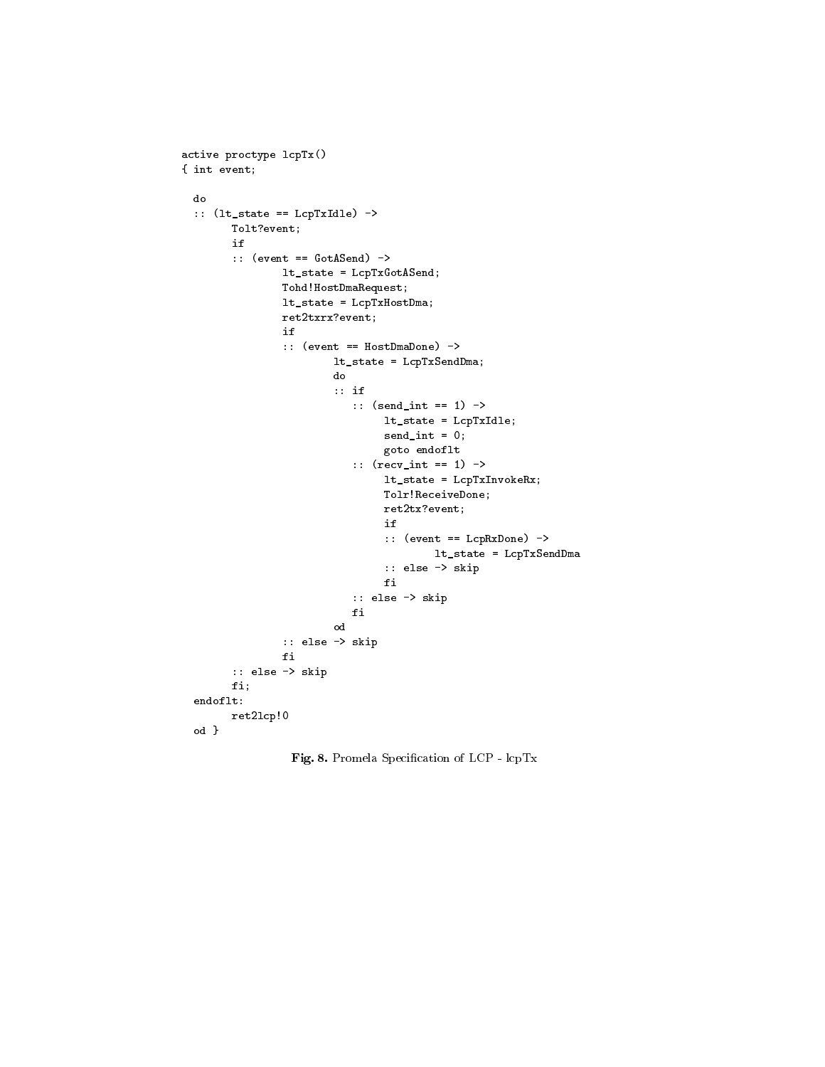```
active proctype lcpTx()
{ int event;

  do
  :: (lt_state == LcpTxIdle) ->
        Tolt?event;
        if
        :: (event == GotASend) ->
                lt_state = LcpTxGotASend;
                Tohd!HostDmaRequest;
                lt_state = LcpTxHostDma;
                ret2txrx?event;
                if
                :: (event == HostDmaDone) ->
                        lt_state = LcpTxSendDma;
                        do
                        :: if
                           :: (send_int == 1) ->
                                lt_state = LcpTxIdle;
                                send_int = 0;
                                goto endoflt
                           :: (recv_int == 1) ->
                                lt_state = LcpTxInvokeRx;
                                Tolr!ReceiveDone;
                                ret2tx?event;
                                if
                                :: (event == LcpRxDone) ->
                                        lt_state = LcpTxSendDma
                                :: else -> skip
                                fi
                           :: else -> skip
                           fi
                        od
                :: else -> skip
                fi
        :: else -> skip
        fi;
  endoflt:
        ret2lcp!0
  od }
```

**Fig. 8.** Promela Specification of LCP - lcpTx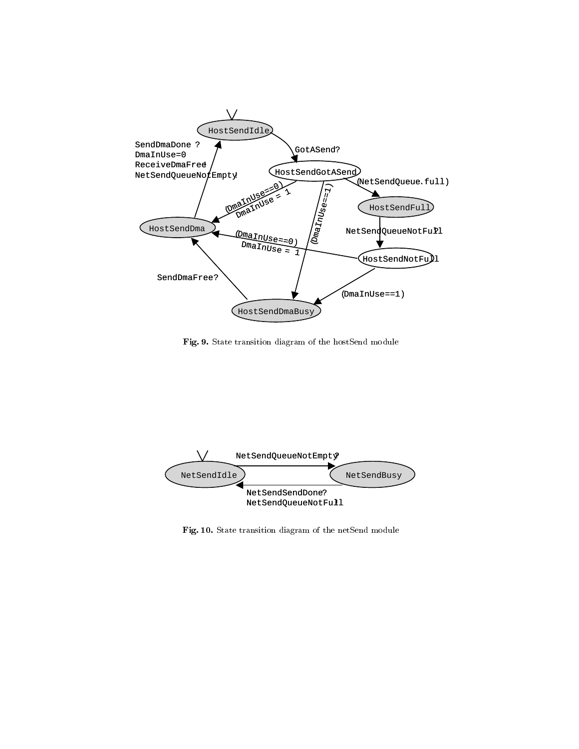HostSendIdle

GotASend?

SendDmaDone ?
DmaInUse=0
ReceiveDmaFree!
NetSendQueueNotEmpty!

HostSendGotASend

(NetSendQueue.full)

HostSendFull

(DmaInUse==0)
DmaInUse = 1

(DmaInUse==1)

HostSendDma

NetSendQueueNotFull?

(DmaInUse==0)
DmaInUse = 1

HostSendNotFull

SendDmaFree?

(DmaInUse==1)

HostSendDmaBusy

**Fig. 9.** State transition diagram of the hostSend module

NetSendQueueNotEmpty?

NetSendIdle

NetSendBusy

NetSendSendDone?
NetSendQueueNotFull!

**Fig. 10.** State transition diagram of the netSend module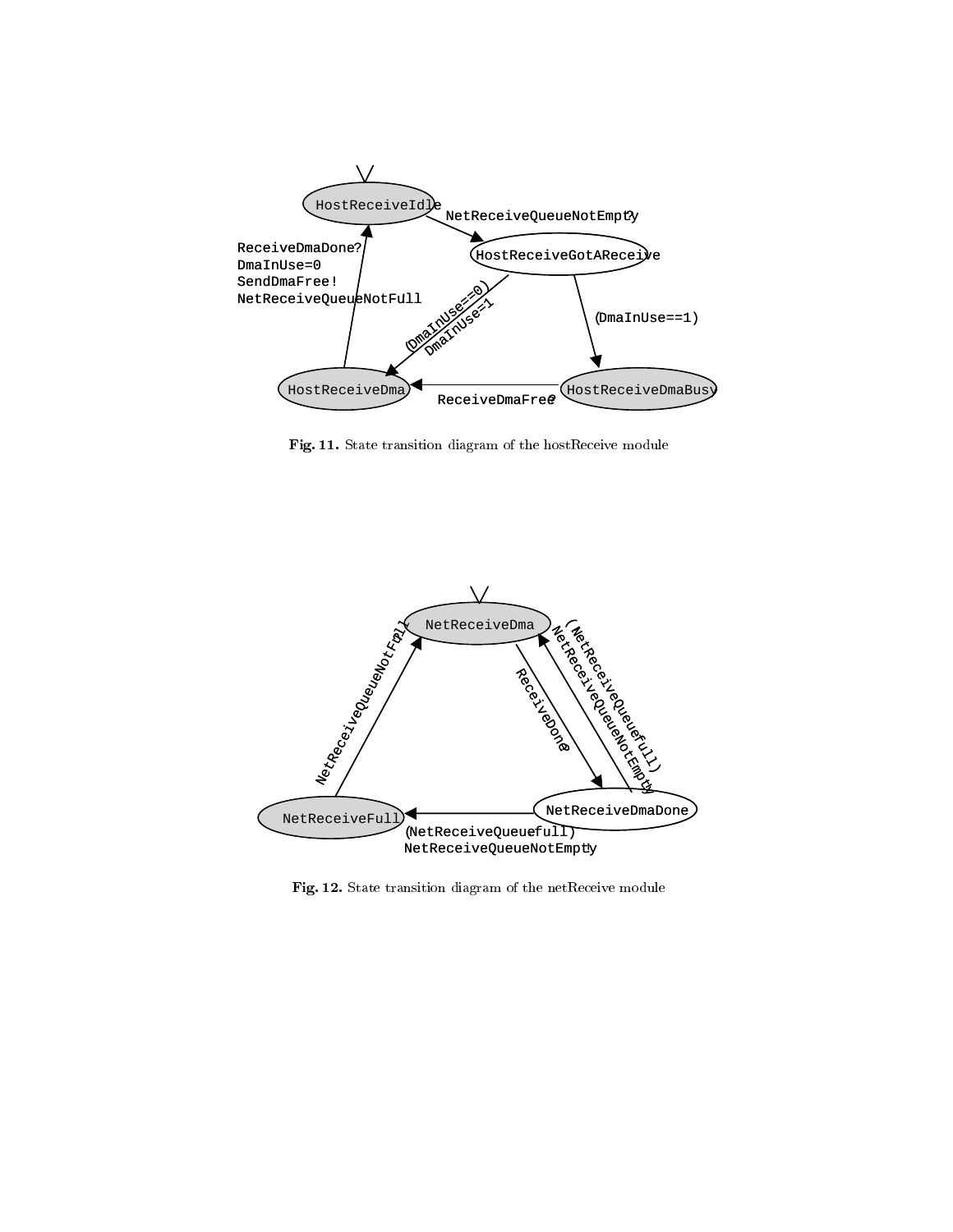HostReceiveIdle

NetReceiveQueueNotEmpty?

HostReceiveGotAReceive

ReceiveDmaDone?
DmaInUse=0
SendDmaFree!
NetReceiveQueueNotFull

(DmaInUse==0)
DmaInUse=1

(DmaInUse==1)

HostReceiveDma

ReceiveDmaFree?

HostReceiveDmaBusy

**Fig. 11.** State transition diagram of the hostReceive module

NetReceiveDma

NetReceiveQueueNotFull?

ReceiveDone?

(NetReceiveQueueFull)
NetReceiveQueueNotEmpty

NetReceiveFull

NetReceiveDmaDone

(NetReceiveQueuefull)
NetReceiveQueueNotEmpty

**Fig. 12.** State transition diagram of the netReceive module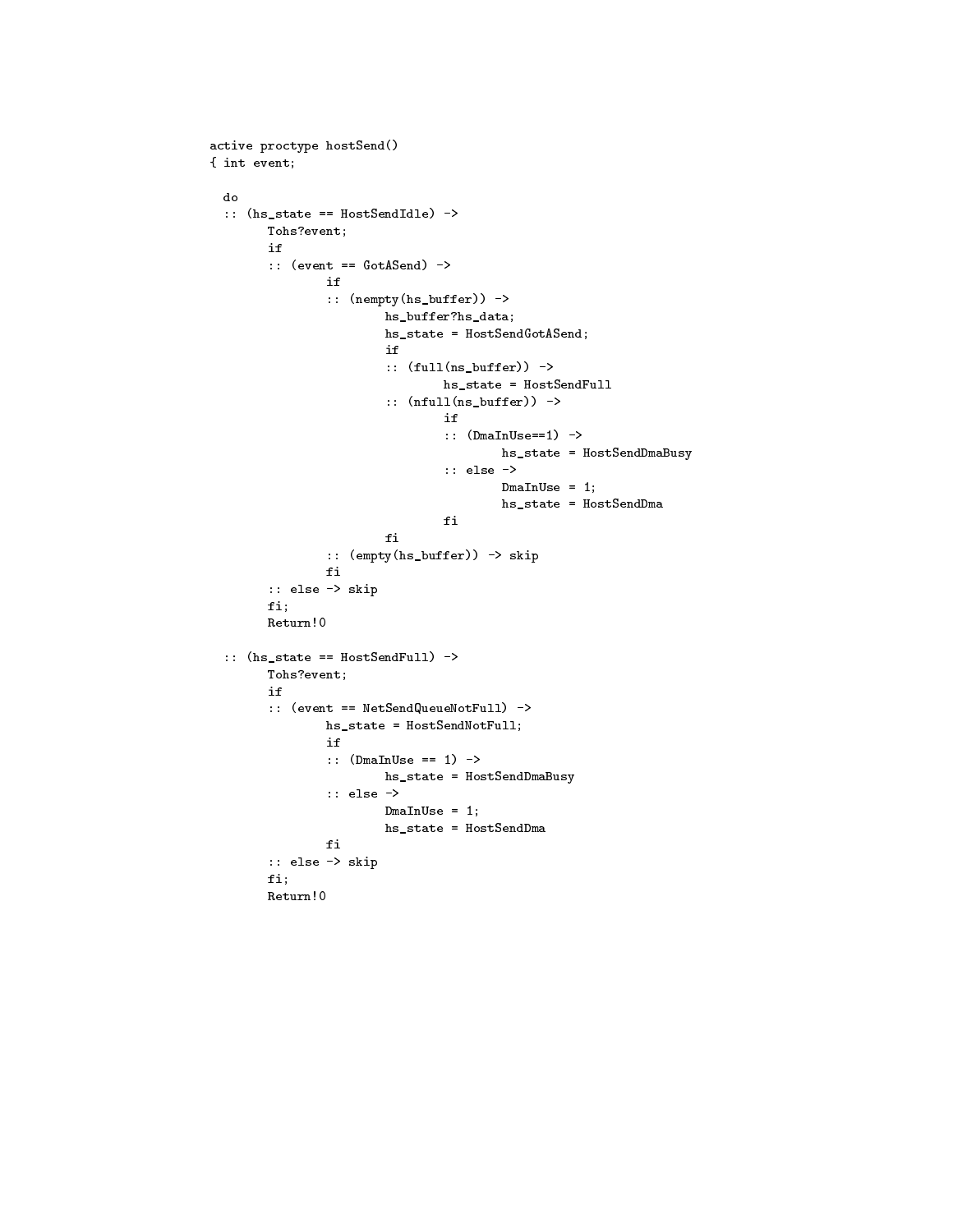```
active proctype hostSend()
{ int event;

  do
  :: (hs_state == HostSendIdle) ->
        Tohs?event;
        if
        :: (event == GotASend) ->
                if
                :: (nempty(hs_buffer)) ->
                        hs_buffer?hs_data;
                        hs_state = HostSendGotASend;
                        if
                        :: (full(ns_buffer)) ->
                                hs_state = HostSendFull
                        :: (nfull(ns_buffer)) ->
                                if
                                :: (DmaInUse==1) ->
                                        hs_state = HostSendDmaBusy
                                :: else ->
                                        DmaInUse = 1;
                                        hs_state = HostSendDma
                                fi
                        fi
                :: (empty(hs_buffer)) -> skip
                fi
        :: else -> skip
        fi;
        Return!0

  :: (hs_state == HostSendFull) ->
        Tohs?event;
        if
        :: (event == NetSendQueueNotFull) ->
                hs_state = HostSendNotFull;
                if
                :: (DmaInUse == 1) ->
                        hs_state = HostSendDmaBusy
                :: else ->
                        DmaInUse = 1;
                        hs_state = HostSendDma
                fi
        :: else -> skip
        fi;
        Return!0
```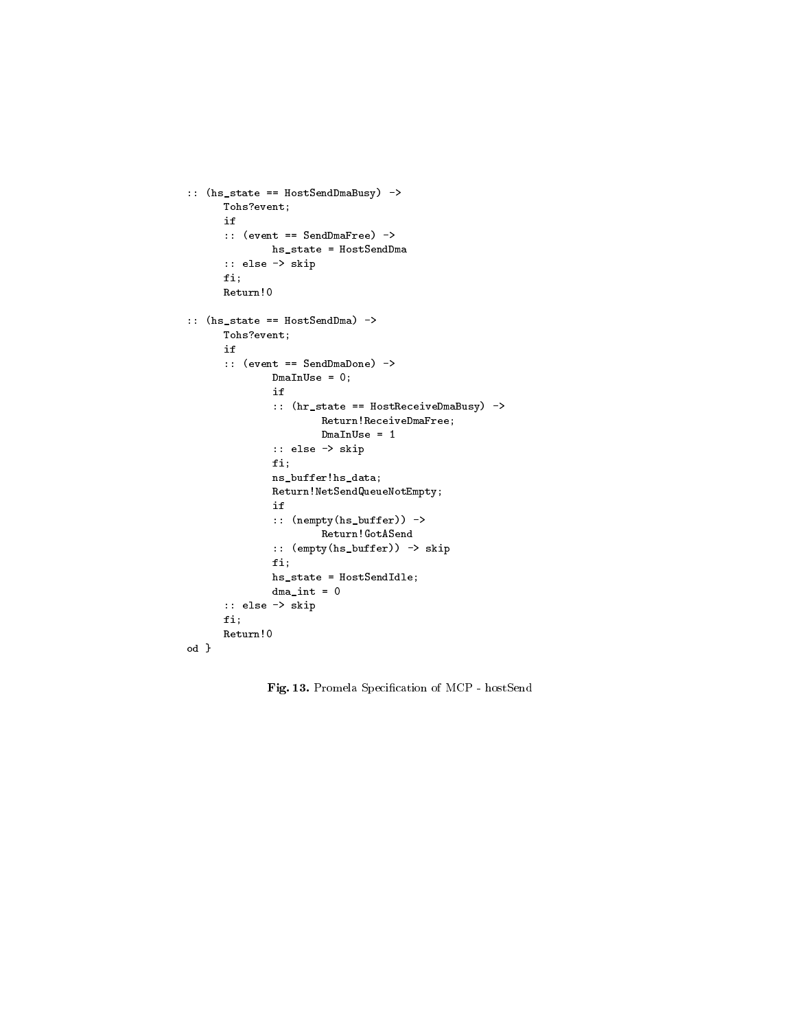```
:: (hs_state == HostSendDmaBusy) ->
      Tohs?event;
      if
      :: (event == SendDmaFree) ->
              hs_state = HostSendDma
      :: else -> skip
      fi;
      Return!0

:: (hs_state == HostSendDma) ->
      Tohs?event;
      if
      :: (event == SendDmaDone) ->
              DmaInUse = 0;
              if
              :: (hr_state == HostReceiveDmaBusy) ->
                      Return!ReceiveDmaFree;
                      DmaInUse = 1
              :: else -> skip
              fi;
              ns_buffer!hs_data;
              Return!NetSendQueueNotEmpty;
              if
              :: (nempty(hs_buffer)) ->
                      Return!GotASend
              :: (empty(hs_buffer)) -> skip
              fi;
              hs_state = HostSendIdle;
              dma_int = 0
      :: else -> skip
      fi;
      Return!0
od }
```

**Fig. 13.** Promela Specification of MCP - hostSend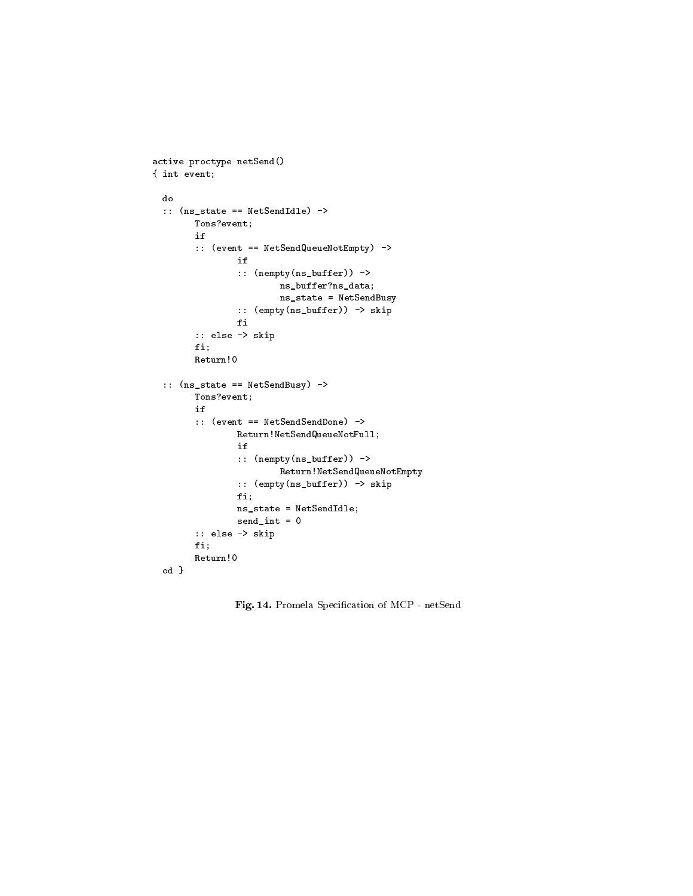```
active proctype netSend()
{ int event;

  do
  :: (ns_state == NetSendIdle) ->
        Tons?event;
        if
        :: (event == NetSendQueueNotEmpty) ->
                if
                :: (nempty(ns_buffer)) ->
                        ns_buffer?ns_data;
                        ns_state = NetSendBusy
                :: (empty(ns_buffer)) -> skip
                fi
        :: else -> skip
        fi;
        Return!0

  :: (ns_state == NetSendBusy) ->
        Tons?event;
        if
        :: (event == NetSendSendDone) ->
                Return!NetSendQueueNotFull;
                if
                :: (nempty(ns_buffer)) ->
                        Return!NetSendQueueNotEmpty
                :: (empty(ns_buffer)) -> skip
                fi;
                ns_state = NetSendIdle;
                send_int = 0
        :: else -> skip
        fi;
        Return!0
  od }
```

**Fig. 14.** Promela Specification of MCP - netSend